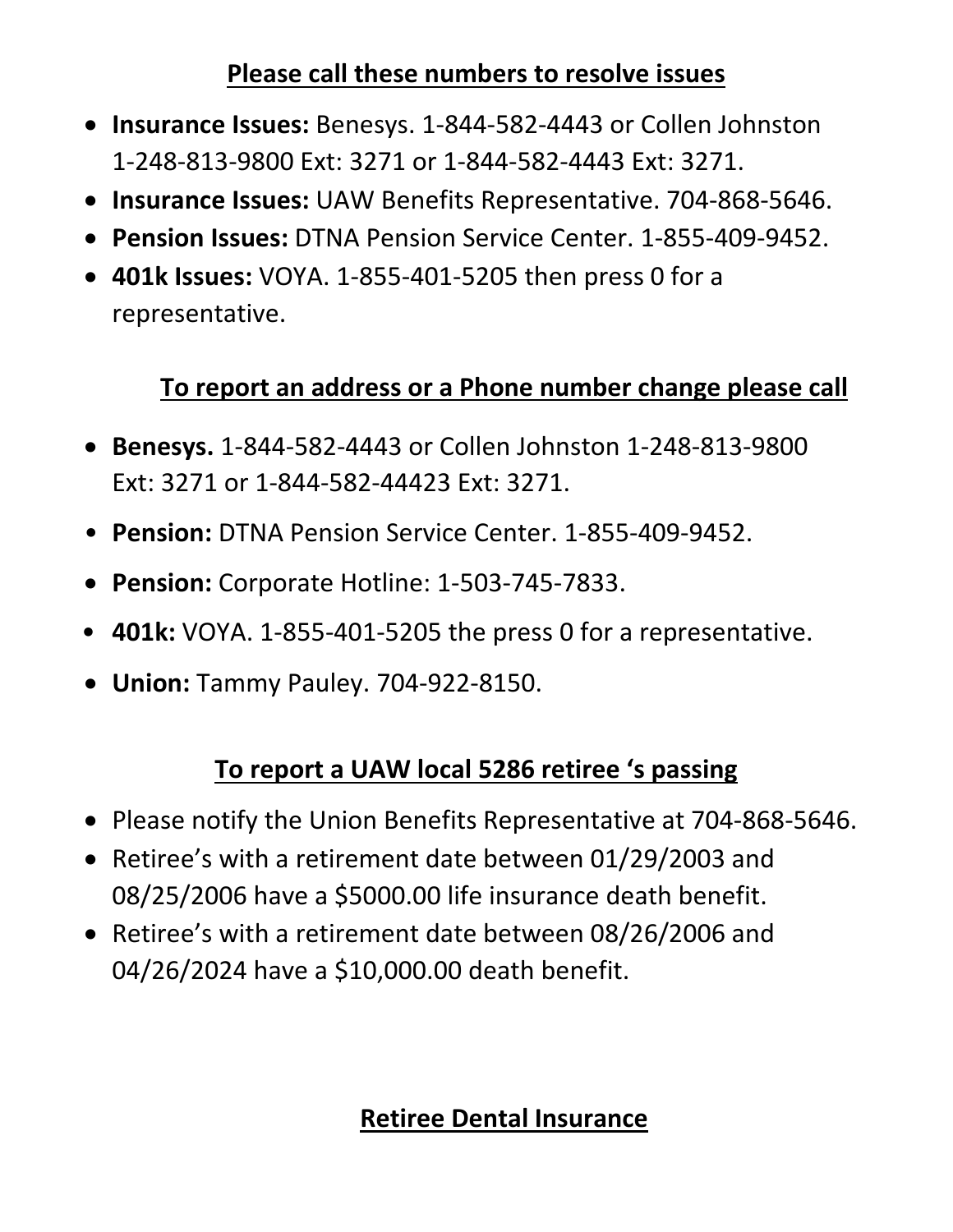## Please call these numbers to resolve issues

- **Insurance Issues:** Benesys. 1-844-582-4443 or Collen Johnston 1-248-813-9800 Ext: 3271 or 1-844-582-4443 Ext: 3271.
- **Insurance Issues:** UAW Benefits Representative. 704-868-5646.
- **Pension Issues:** DTNA Pension Service Center. 1-855-409-9452.
- **401k Issues:** VOYA. 1-855-401-5205 then press 0 for a representative.

## To report an address or a Phone number change please call

- **Benesys.** 1-844-582-4443 or Collen Johnston 1-248-813-9800 Ext: 3271 or 1-844-582-44423 Ext: 3271.
- **Pension:** DTNA Pension Service Center. 1-855-409-9452.
- **Pension:** Corporate Hotline: 1-503-745-7833.
- **401k:** VOYA. 1-855-401-5205 the press 0 for a representative.
- **Union:** Tammy Pauley. 704-922-8150.

## To report a UAW local 5286 retiree 's passing

- Please notify the Union Benefits Representative at 704-868-5646.
- Retiree's with a retirement date between 01/29/2003 and 08/25/2006 have a $5000.00 life insurance death benefit.
- Retiree's with a retirement date between 08/26/2006 and 04/26/2024 have a $10,000.00 death benefit.

## Retiree Dental Insurance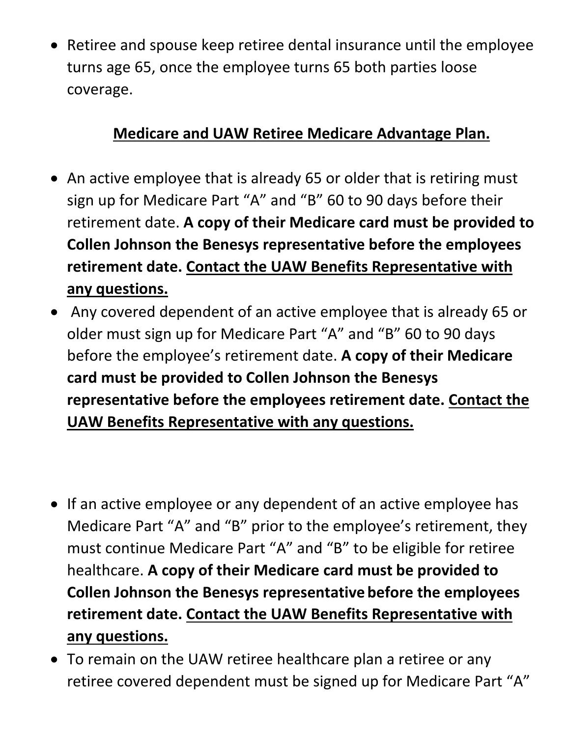- Retiree and spouse keep retiree dental insurance until the employee turns age 65, once the employee turns 65 both parties loose coverage.

**<u>Medicare and UAW Retiree Medicare Advantage Plan.</u>**

- An active employee that is already 65 or older that is retiring must sign up for Medicare Part "A" and "B" 60 to 90 days before their retirement date. **A copy of their Medicare card must be provided to Collen Johnson the Benesys representative before the employees retirement date. <u>Contact the UAW Benefits Representative with any questions.</u>**
- Any covered dependent of an active employee that is already 65 or older must sign up for Medicare Part "A" and "B" 60 to 90 days before the employee's retirement date. **A copy of their Medicare card must be provided to Collen Johnson the Benesys representative before the employees retirement date. <u>Contact the UAW Benefits Representative with any questions.</u>**

- If an active employee or any dependent of an active employee has Medicare Part "A" and "B" prior to the employee's retirement, they must continue Medicare Part "A" and "B" to be eligible for retiree healthcare. **A copy of their Medicare card must be provided to Collen Johnson the Benesys representative before the employees retirement date. <u>Contact the UAW Benefits Representative with any questions.</u>**
- To remain on the UAW retiree healthcare plan a retiree or any retiree covered dependent must be signed up for Medicare Part "A"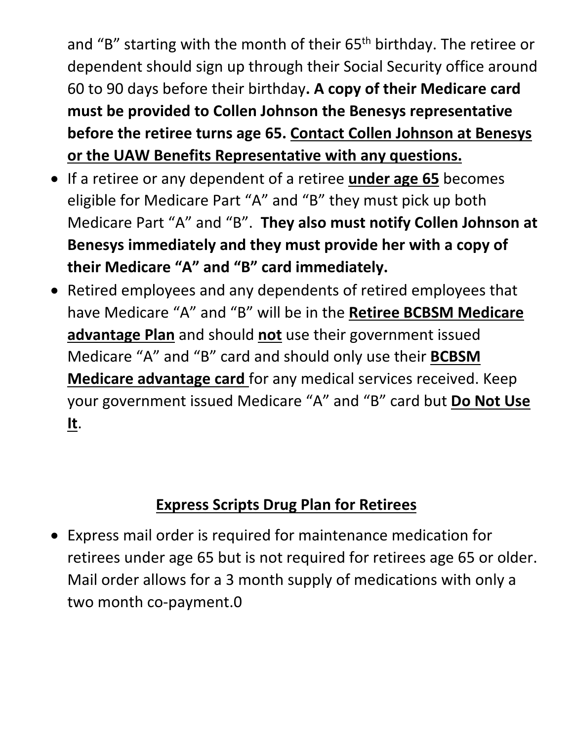and "B" starting with the month of their 65th birthday. The retiree or dependent should sign up through their Social Security office around 60 to 90 days before their birthday**. A copy of their Medicare card must be provided to Collen Johnson the Benesys representative before the retiree turns age 65. <u>Contact Collen Johnson at Benesys or the UAW Benefits Representative with any questions.</u>**

- If a retiree or any dependent of a retiree **<u>under age 65</u>** becomes eligible for Medicare Part "A" and "B" they must pick up both Medicare Part "A" and "B". **They also must notify Collen Johnson at Benesys immediately and they must provide her with a copy of their Medicare "A" and "B" card immediately.**
- Retired employees and any dependents of retired employees that have Medicare "A" and "B" will be in the **<u>Retiree BCBSM Medicare advantage Plan</u>** and should **<u>not</u>** use their government issued Medicare "A" and "B" card and should only use their **<u>BCBSM Medicare advantage card</u>** for any medical services received. Keep your government issued Medicare "A" and "B" card but **<u>Do Not Use It</u>**.

## <u>Express Scripts Drug Plan for Retirees</u>

- Express mail order is required for maintenance medication for retirees under age 65 but is not required for retirees age 65 or older. Mail order allows for a 3 month supply of medications with only a two month co-payment.0